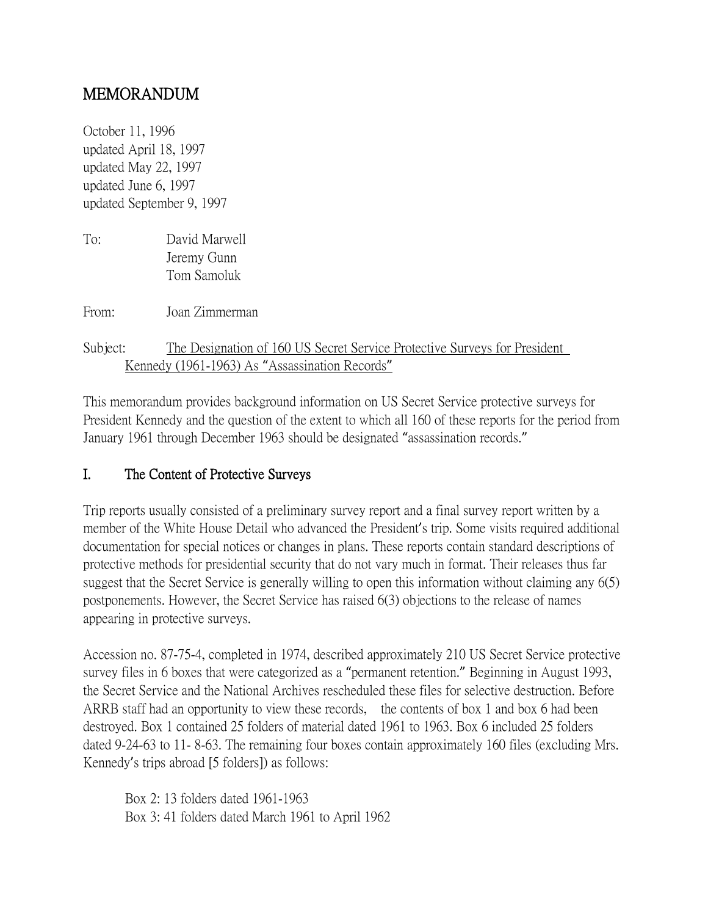# MEMORANDUM

October 11, 1996
updated April 18, 1997
updated May 22, 1997
updated June 6, 1997
updated September 9, 1997

To: David Marwell
Jeremy Gunn
Tom Samoluk

From: Joan Zimmerman

Subject: The Designation of 160 US Secret Service Protective Surveys for President Kennedy (1961-1963) As "Assassination Records"

This memorandum provides background information on US Secret Service protective surveys for President Kennedy and the question of the extent to which all 160 of these reports for the period from January 1961 through December 1963 should be designated "assassination records."

## I. The Content of Protective Surveys

Trip reports usually consisted of a preliminary survey report and a final survey report written by a member of the White House Detail who advanced the President's trip. Some visits required additional documentation for special notices or changes in plans. These reports contain standard descriptions of protective methods for presidential security that do not vary much in format. Their releases thus far suggest that the Secret Service is generally willing to open this information without claiming any 6(5) postponements. However, the Secret Service has raised 6(3) objections to the release of names appearing in protective surveys.

Accession no. 87-75-4, completed in 1974, described approximately 210 US Secret Service protective survey files in 6 boxes that were categorized as a "permanent retention." Beginning in August 1993, the Secret Service and the National Archives rescheduled these files for selective destruction. Before ARRB staff had an opportunity to view these records, the contents of box 1 and box 6 had been destroyed. Box 1 contained 25 folders of material dated 1961 to 1963. Box 6 included 25 folders dated 9-24-63 to 11- 8-63. The remaining four boxes contain approximately 160 files (excluding Mrs. Kennedy's trips abroad [5 folders]) as follows:

Box 2: 13 folders dated 1961-1963
Box 3: 41 folders dated March 1961 to April 1962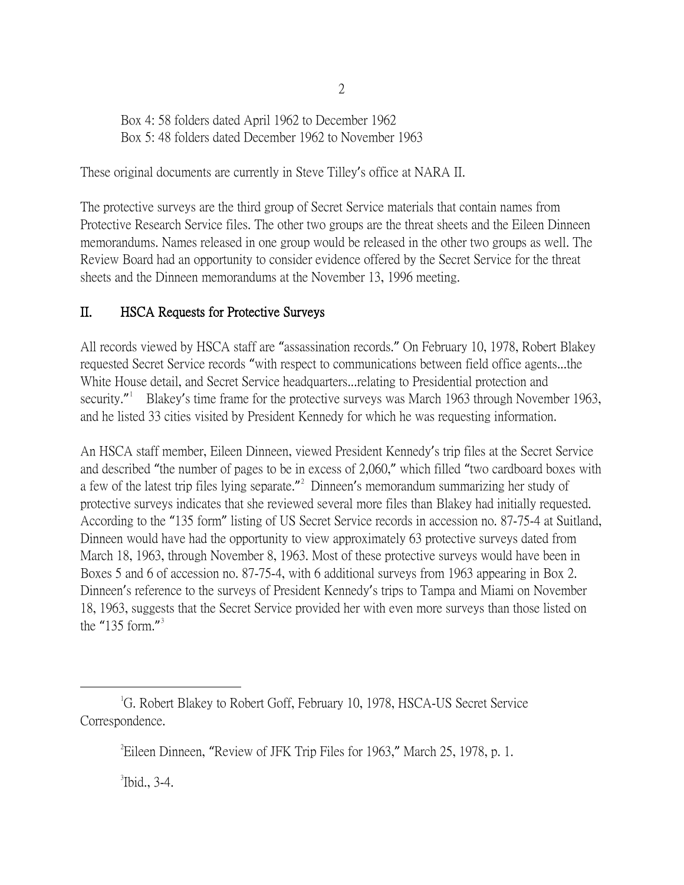Box 4: 58 folders dated April 1962 to December 1962
Box 5: 48 folders dated December 1962 to November 1963

These original documents are currently in Steve Tilley's office at NARA II.

The protective surveys are the third group of Secret Service materials that contain names from Protective Research Service files. The other two groups are the threat sheets and the Eileen Dinneen memorandums. Names released in one group would be released in the other two groups as well. The Review Board had an opportunity to consider evidence offered by the Secret Service for the threat sheets and the Dinneen memorandums at the November 13, 1996 meeting.

## II. HSCA Requests for Protective Surveys

All records viewed by HSCA staff are "assassination records." On February 10, 1978, Robert Blakey requested Secret Service records "with respect to communications between field office agents...the White House detail, and Secret Service headquarters...relating to Presidential protection and security."[1] Blakey's time frame for the protective surveys was March 1963 through November 1963, and he listed 33 cities visited by President Kennedy for which he was requesting information.

An HSCA staff member, Eileen Dinneen, viewed President Kennedy's trip files at the Secret Service and described "the number of pages to be in excess of 2,060," which filled "two cardboard boxes with a few of the latest trip files lying separate."[2] Dinneen's memorandum summarizing her study of protective surveys indicates that she reviewed several more files than Blakey had initially requested. According to the "135 form" listing of US Secret Service records in accession no. 87-75-4 at Suitland, Dinneen would have had the opportunity to view approximately 63 protective surveys dated from March 18, 1963, through November 8, 1963. Most of these protective surveys would have been in Boxes 5 and 6 of accession no. 87-75-4, with 6 additional surveys from 1963 appearing in Box 2. Dinneen's reference to the surveys of President Kennedy's trips to Tampa and Miami on November 18, 1963, suggests that the Secret Service provided her with even more surveys than those listed on the "135 form."[3]

---

[1] G. Robert Blakey to Robert Goff, February 10, 1978, HSCA-US Secret Service Correspondence.

[2] Eileen Dinneen, "Review of JFK Trip Files for 1963," March 25, 1978, p. 1.

[3] Ibid., 3-4.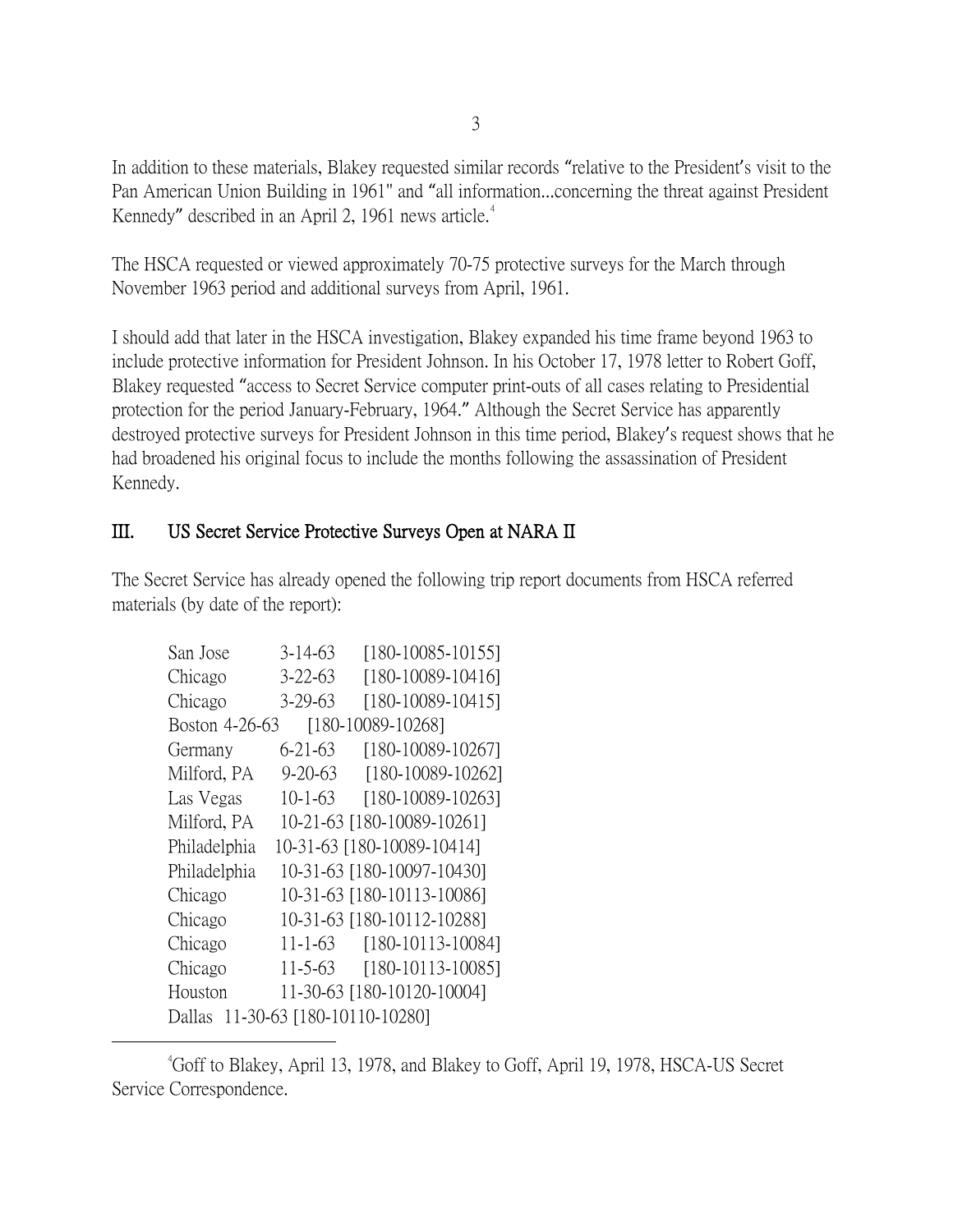In addition to these materials, Blakey requested similar records "relative to the President's visit to the Pan American Union Building in 1961" and "all information...concerning the threat against President Kennedy" described in an April 2, 1961 news article.[4]

The HSCA requested or viewed approximately 70-75 protective surveys for the March through November 1963 period and additional surveys from April, 1961.

I should add that later in the HSCA investigation, Blakey expanded his time frame beyond 1963 to include protective information for President Johnson. In his October 17, 1978 letter to Robert Goff, Blakey requested "access to Secret Service computer print-outs of all cases relating to Presidential protection for the period January-February, 1964." Although the Secret Service has apparently destroyed protective surveys for President Johnson in this time period, Blakey's request shows that he had broadened his original focus to include the months following the assassination of President Kennedy.

## III. US Secret Service Protective Surveys Open at NARA II

The Secret Service has already opened the following trip report documents from HSCA referred materials (by date of the report):

| | | |
|---|---|---|
| San Jose | 3-14-63 | [180-10085-10155] |
| Chicago | 3-22-63 | [180-10089-10416] |
| Chicago | 3-29-63 | [180-10089-10415] |
| Boston | 4-26-63 | [180-10089-10268] |
| Germany | 6-21-63 | [180-10089-10267] |
| Milford, PA | 9-20-63 | [180-10089-10262] |
| Las Vegas | 10-1-63 | [180-10089-10263] |
| Milford, PA | 10-21-63 | [180-10089-10261] |
| Philadelphia | 10-31-63 | [180-10089-10414] |
| Philadelphia | 10-31-63 | [180-10097-10430] |
| Chicago | 10-31-63 | [180-10113-10086] |
| Chicago | 10-31-63 | [180-10112-10288] |
| Chicago | 11-1-63 | [180-10113-10084] |
| Chicago | 11-5-63 | [180-10113-10085] |
| Houston | 11-30-63 | [180-10120-10004] |
| Dallas | 11-30-63 | [180-10110-10280] |

[4] Goff to Blakey, April 13, 1978, and Blakey to Goff, April 19, 1978, HSCA-US Secret Service Correspondence.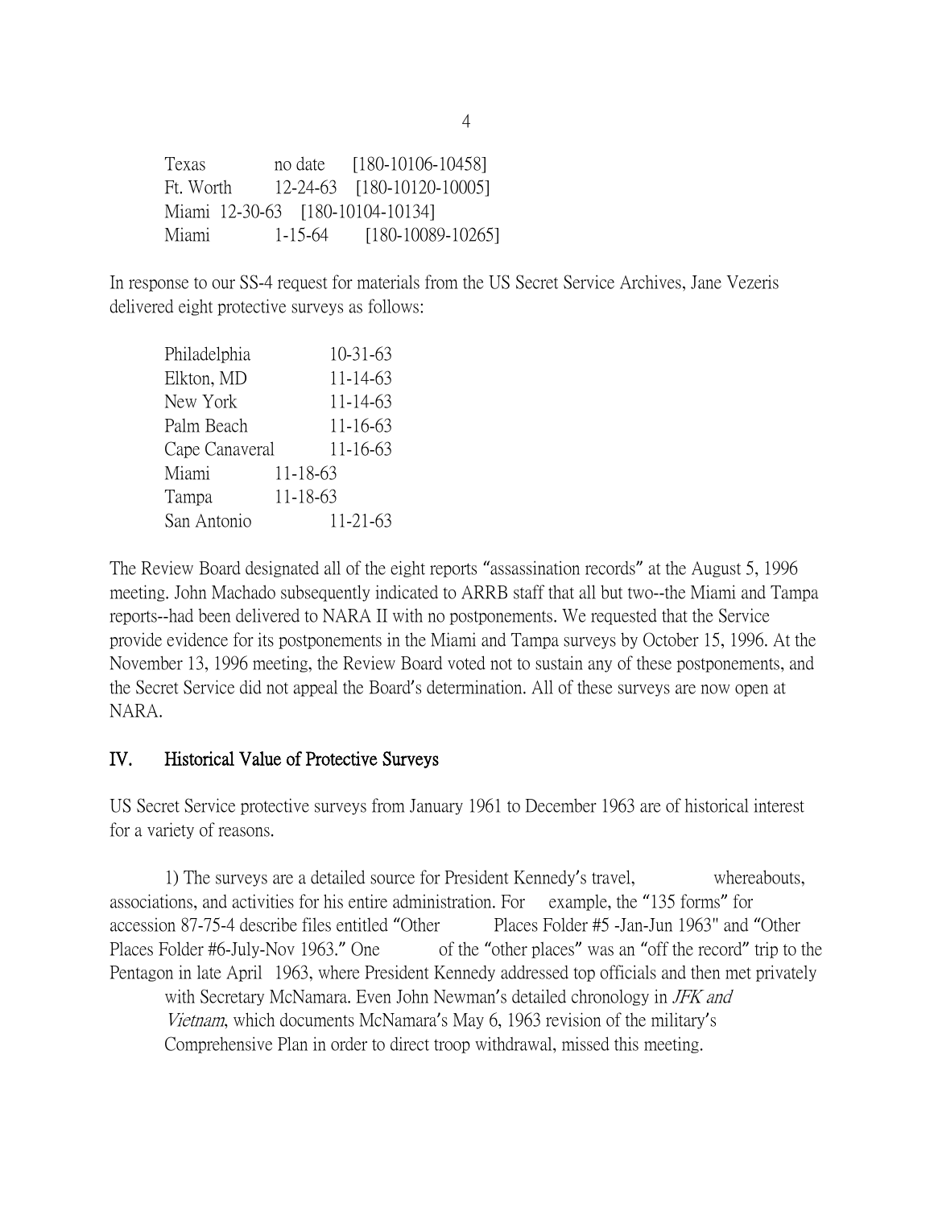Texas no date [180-10106-10458]
Ft. Worth 12-24-63 [180-10120-10005]
Miami 12-30-63 [180-10104-10134]
Miami 1-15-64 [180-10089-10265]

In response to our SS-4 request for materials from the US Secret Service Archives, Jane Vezeris delivered eight protective surveys as follows:

| | |
|---|---|
| Philadelphia | 10-31-63 |
| Elkton, MD | 11-14-63 |
| New York | 11-14-63 |
| Palm Beach | 11-16-63 |
| Cape Canaveral | 11-16-63 |
| Miami | 11-18-63 |
| Tampa | 11-18-63 |
| San Antonio | 11-21-63 |

The Review Board designated all of the eight reports "assassination records" at the August 5, 1996 meeting. John Machado subsequently indicated to ARRB staff that all but two--the Miami and Tampa reports--had been delivered to NARA II with no postponements. We requested that the Service provide evidence for its postponements in the Miami and Tampa surveys by October 15, 1996. At the November 13, 1996 meeting, the Review Board voted not to sustain any of these postponements, and the Secret Service did not appeal the Board's determination. All of these surveys are now open at NARA.

## IV. Historical Value of Protective Surveys

US Secret Service protective surveys from January 1961 to December 1963 are of historical interest for a variety of reasons.

1) The surveys are a detailed source for President Kennedy's travel, whereabouts, associations, and activities for his entire administration. For example, the "135 forms" for accession 87-75-4 describe files entitled "Other Places Folder #5 -Jan-Jun 1963" and "Other Places Folder #6-July-Nov 1963." One of the "other places" was an "off the record" trip to the Pentagon in late April 1963, where President Kennedy addressed top officials and then met privately with Secretary McNamara. Even John Newman's detailed chronology in *JFK and Vietnam*, which documents McNamara's May 6, 1963 revision of the military's Comprehensive Plan in order to direct troop withdrawal, missed this meeting.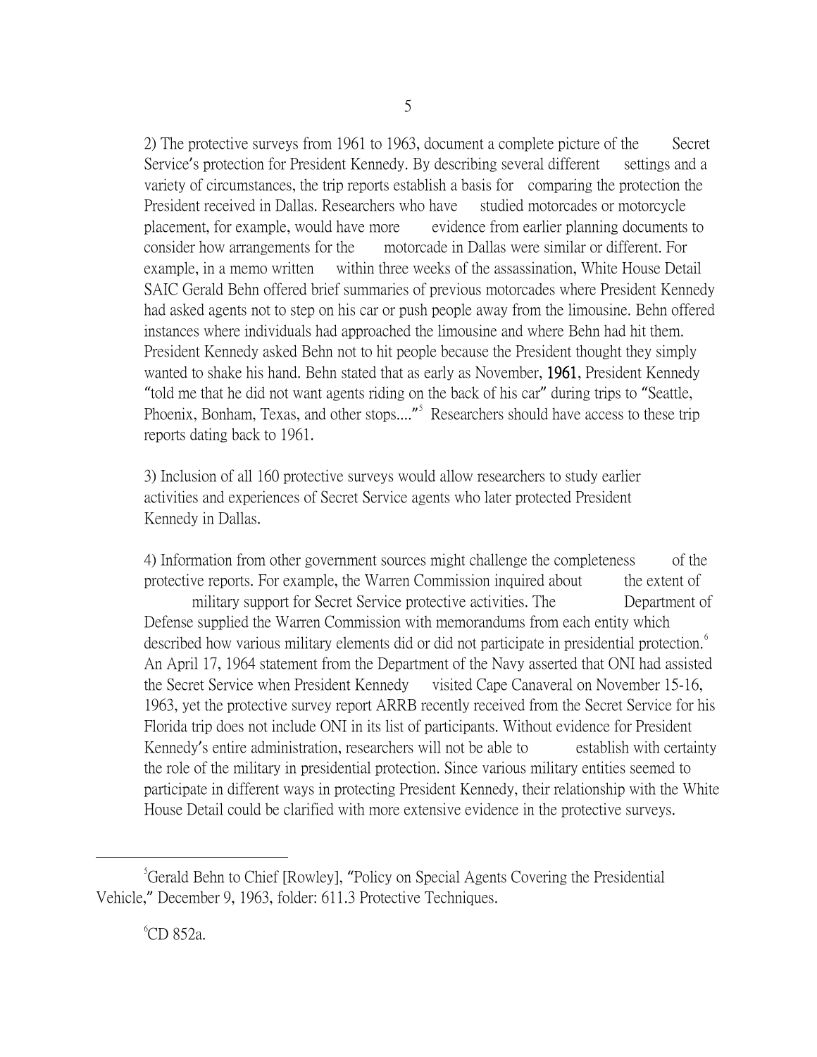2) The protective surveys from 1961 to 1963, document a complete picture of the Secret Service's protection for President Kennedy. By describing several different settings and a variety of circumstances, the trip reports establish a basis for comparing the protection the President received in Dallas. Researchers who have studied motorcades or motorcycle placement, for example, would have more evidence from earlier planning documents to consider how arrangements for the motorcade in Dallas were similar or different. For example, in a memo written within three weeks of the assassination, White House Detail SAIC Gerald Behn offered brief summaries of previous motorcades where President Kennedy had asked agents not to step on his car or push people away from the limousine. Behn offered instances where individuals had approached the limousine and where Behn had hit them. President Kennedy asked Behn not to hit people because the President thought they simply wanted to shake his hand. Behn stated that as early as November, **1961**, President Kennedy "told me that he did not want agents riding on the back of his car" during trips to "Seattle, Phoenix, Bonham, Texas, and other stops...."[5] Researchers should have access to these trip reports dating back to 1961.

3) Inclusion of all 160 protective surveys would allow researchers to study earlier activities and experiences of Secret Service agents who later protected President Kennedy in Dallas.

4) Information from other government sources might challenge the completeness of the protective reports. For example, the Warren Commission inquired about the extent of military support for Secret Service protective activities. The Department of Defense supplied the Warren Commission with memorandums from each entity which described how various military elements did or did not participate in presidential protection.[6] An April 17, 1964 statement from the Department of the Navy asserted that ONI had assisted the Secret Service when President Kennedy visited Cape Canaveral on November 15-16, 1963, yet the protective survey report ARRB recently received from the Secret Service for his Florida trip does not include ONI in its list of participants. Without evidence for President Kennedy's entire administration, researchers will not be able to establish with certainty the role of the military in presidential protection. Since various military entities seemed to participate in different ways in protecting President Kennedy, their relationship with the White House Detail could be clarified with more extensive evidence in the protective surveys.

---

[5] Gerald Behn to Chief [Rowley], "Policy on Special Agents Covering the Presidential Vehicle," December 9, 1963, folder: 611.3 Protective Techniques.

[6] CD 852a.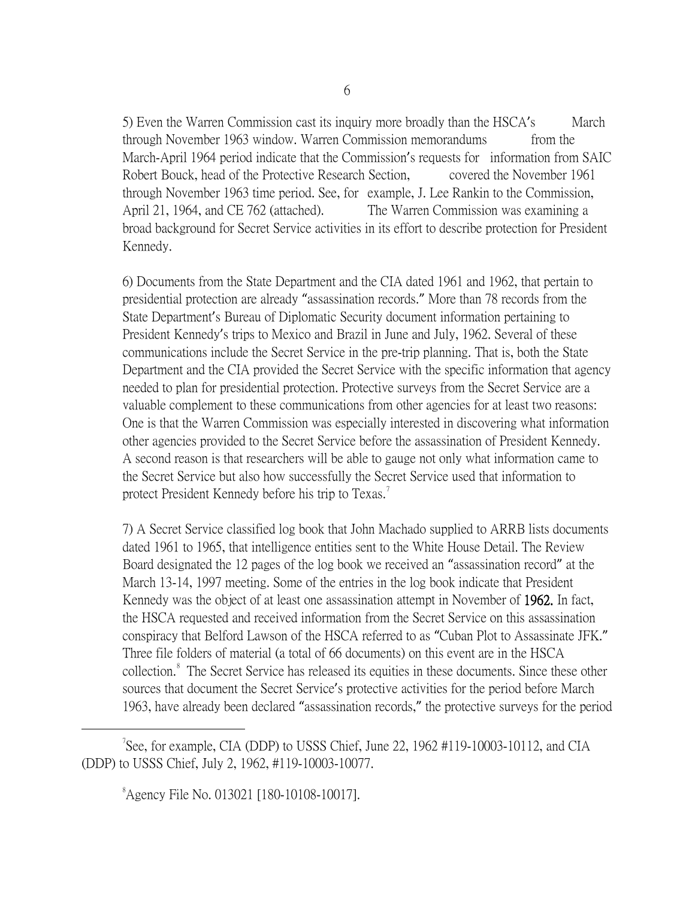5) Even the Warren Commission cast its inquiry more broadly than the HSCA's March through November 1963 window. Warren Commission memorandums from the March-April 1964 period indicate that the Commission's requests for information from SAIC Robert Bouck, head of the Protective Research Section, covered the November 1961 through November 1963 time period. See, for example, J. Lee Rankin to the Commission, April 21, 1964, and CE 762 (attached). The Warren Commission was examining a broad background for Secret Service activities in its effort to describe protection for President Kennedy.

6) Documents from the State Department and the CIA dated 1961 and 1962, that pertain to presidential protection are already "assassination records." More than 78 records from the State Department's Bureau of Diplomatic Security document information pertaining to President Kennedy's trips to Mexico and Brazil in June and July, 1962. Several of these communications include the Secret Service in the pre-trip planning. That is, both the State Department and the CIA provided the Secret Service with the specific information that agency needed to plan for presidential protection. Protective surveys from the Secret Service are a valuable complement to these communications from other agencies for at least two reasons: One is that the Warren Commission was especially interested in discovering what information other agencies provided to the Secret Service before the assassination of President Kennedy. A second reason is that researchers will be able to gauge not only what information came to the Secret Service but also how successfully the Secret Service used that information to protect President Kennedy before his trip to Texas.[7]

7) A Secret Service classified log book that John Machado supplied to ARRB lists documents dated 1961 to 1965, that intelligence entities sent to the White House Detail. The Review Board designated the 12 pages of the log book we received an "assassination record" at the March 13-14, 1997 meeting. Some of the entries in the log book indicate that President Kennedy was the object of at least one assassination attempt in November of **1962.** In fact, the HSCA requested and received information from the Secret Service on this assassination conspiracy that Belford Lawson of the HSCA referred to as "Cuban Plot to Assassinate JFK." Three file folders of material (a total of 66 documents) on this event are in the HSCA collection.[8] The Secret Service has released its equities in these documents. Since these other sources that document the Secret Service's protective activities for the period before March 1963, have already been declared "assassination records," the protective surveys for the period

---

[7] See, for example, CIA (DDP) to USSS Chief, June 22, 1962 #119-10003-10112, and CIA (DDP) to USSS Chief, July 2, 1962, #119-10003-10077.

[8] Agency File No. 013021 [180-10108-10017].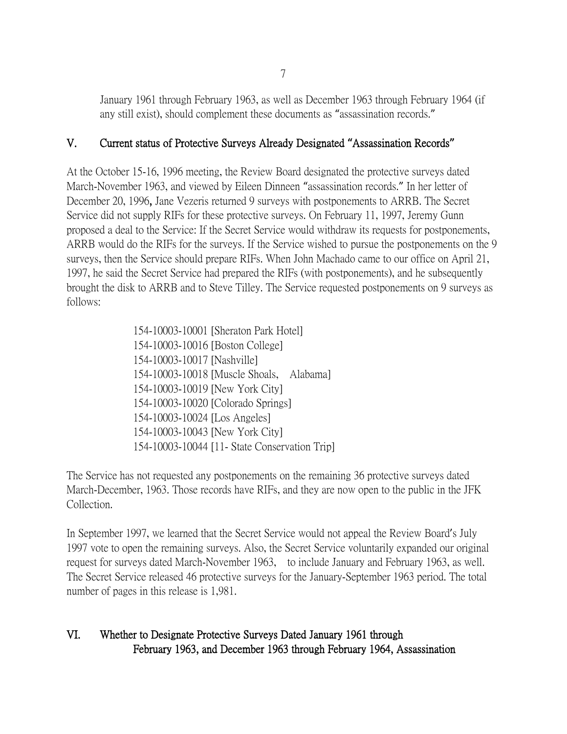January 1961 through February 1963, as well as December 1963 through February 1964 (if any still exist), should complement these documents as "assassination records."

## V. Current status of Protective Surveys Already Designated "Assassination Records"

At the October 15-16, 1996 meeting, the Review Board designated the protective surveys dated March-November 1963, and viewed by Eileen Dinneen "assassination records." In her letter of December 20, 1996, Jane Vezeris returned 9 surveys with postponements to ARRB. The Secret Service did not supply RIFs for these protective surveys. On February 11, 1997, Jeremy Gunn proposed a deal to the Service: If the Secret Service would withdraw its requests for postponements, ARRB would do the RIFs for the surveys. If the Service wished to pursue the postponements on the 9 surveys, then the Service should prepare RIFs. When John Machado came to our office on April 21, 1997, he said the Secret Service had prepared the RIFs (with postponements), and he subsequently brought the disk to ARRB and to Steve Tilley. The Service requested postponements on 9 surveys as follows:

154-10003-10001 [Sheraton Park Hotel]
154-10003-10016 [Boston College]
154-10003-10017 [Nashville]
154-10003-10018 [Muscle Shoals, Alabama]
154-10003-10019 [New York City]
154-10003-10020 [Colorado Springs]
154-10003-10024 [Los Angeles]
154-10003-10043 [New York City]
154-10003-10044 [11- State Conservation Trip]

The Service has not requested any postponements on the remaining 36 protective surveys dated March-December, 1963. Those records have RIFs, and they are now open to the public in the JFK Collection.

In September 1997, we learned that the Secret Service would not appeal the Review Board's July 1997 vote to open the remaining surveys. Also, the Secret Service voluntarily expanded our original request for surveys dated March-November 1963, to include January and February 1963, as well. The Secret Service released 46 protective surveys for the January-September 1963 period. The total number of pages in this release is 1,981.

## VI. Whether to Designate Protective Surveys Dated January 1961 through February 1963, and December 1963 through February 1964, Assassination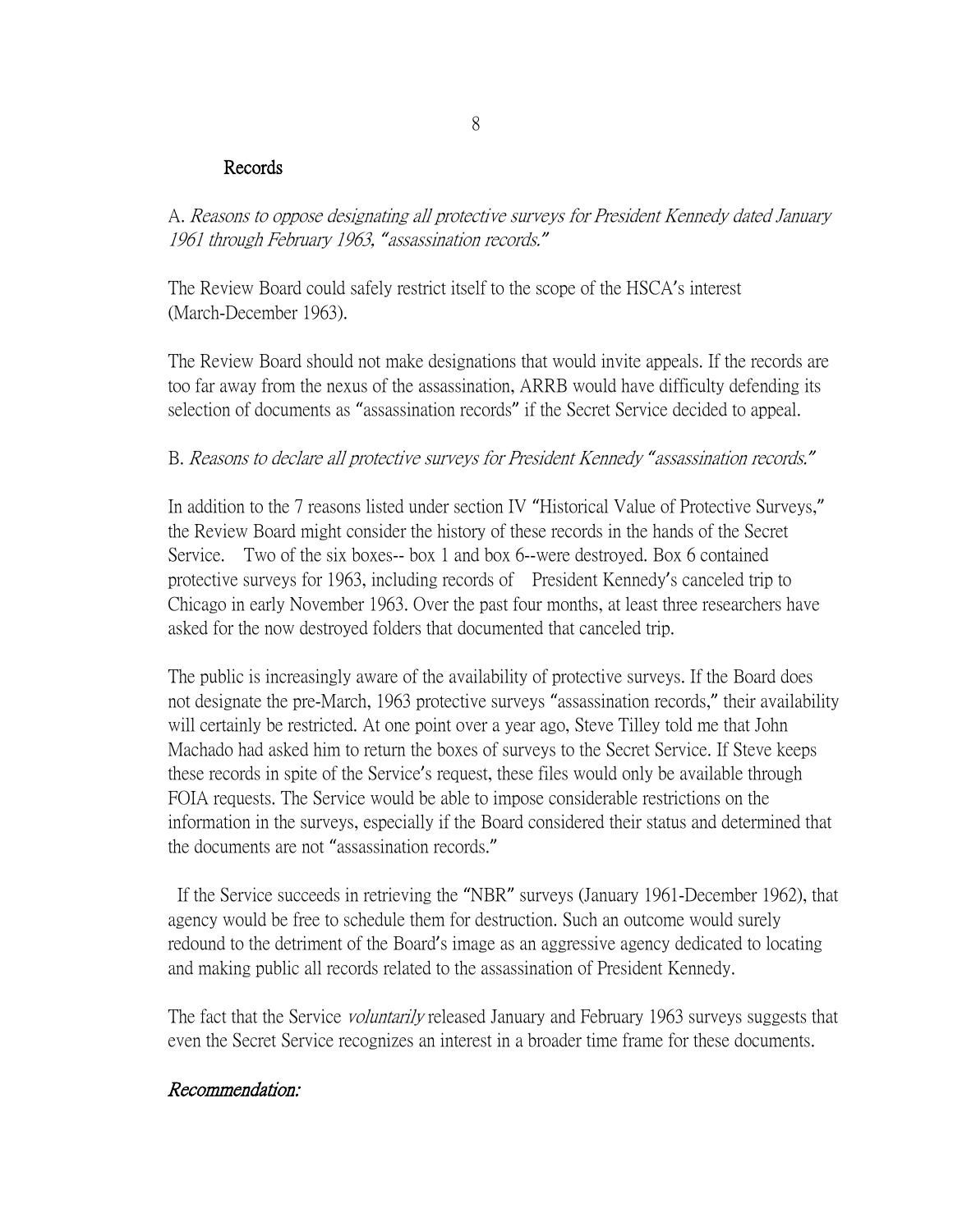## Records

A. *Reasons to oppose designating all protective surveys for President Kennedy dated January 1961 through February 1963, "assassination records."*

The Review Board could safely restrict itself to the scope of the HSCA's interest (March-December 1963).

The Review Board should not make designations that would invite appeals. If the records are too far away from the nexus of the assassination, ARRB would have difficulty defending its selection of documents as "assassination records" if the Secret Service decided to appeal.

B. *Reasons to declare all protective surveys for President Kennedy "assassination records."*

In addition to the 7 reasons listed under section IV "Historical Value of Protective Surveys," the Review Board might consider the history of these records in the hands of the Secret Service. Two of the six boxes-- box 1 and box 6--were destroyed. Box 6 contained protective surveys for 1963, including records of President Kennedy's canceled trip to Chicago in early November 1963. Over the past four months, at least three researchers have asked for the now destroyed folders that documented that canceled trip.

The public is increasingly aware of the availability of protective surveys. If the Board does not designate the pre-March, 1963 protective surveys "assassination records," their availability will certainly be restricted. At one point over a year ago, Steve Tilley told me that John Machado had asked him to return the boxes of surveys to the Secret Service. If Steve keeps these records in spite of the Service's request, these files would only be available through FOIA requests. The Service would be able to impose considerable restrictions on the information in the surveys, especially if the Board considered their status and determined that the documents are not "assassination records."

If the Service succeeds in retrieving the "NBR" surveys (January 1961-December 1962), that agency would be free to schedule them for destruction. Such an outcome would surely redound to the detriment of the Board's image as an aggressive agency dedicated to locating and making public all records related to the assassination of President Kennedy.

The fact that the Service *voluntarily* released January and February 1963 surveys suggests that even the Secret Service recognizes an interest in a broader time frame for these documents.

***Recommendation:***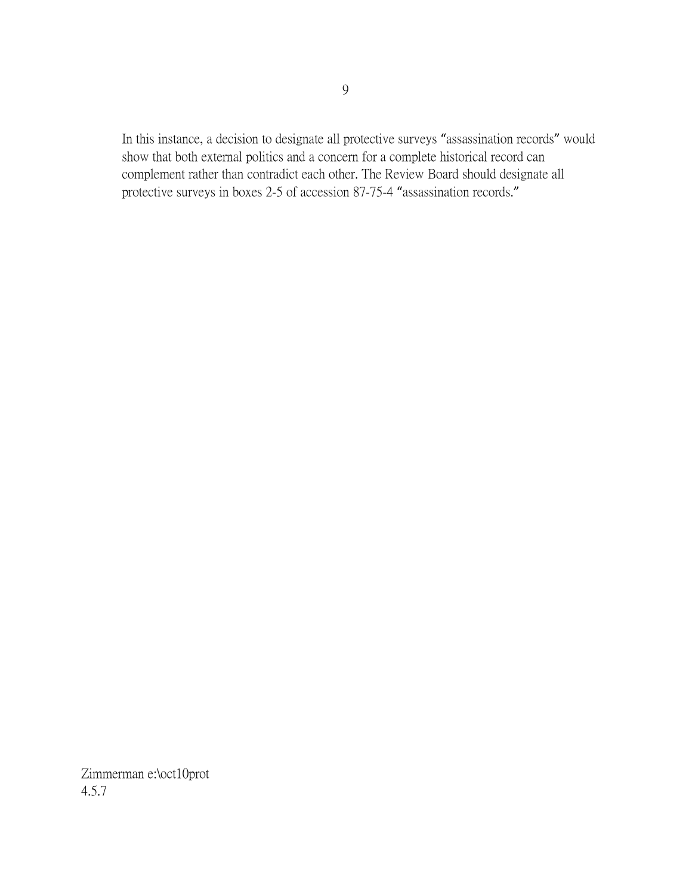In this instance, a decision to designate all protective surveys "assassination records" would show that both external politics and a concern for a complete historical record can complement rather than contradict each other. The Review Board should designate all protective surveys in boxes 2-5 of accession 87-75-4 "assassination records."

Zimmerman e:\oct10prot
4.5.7